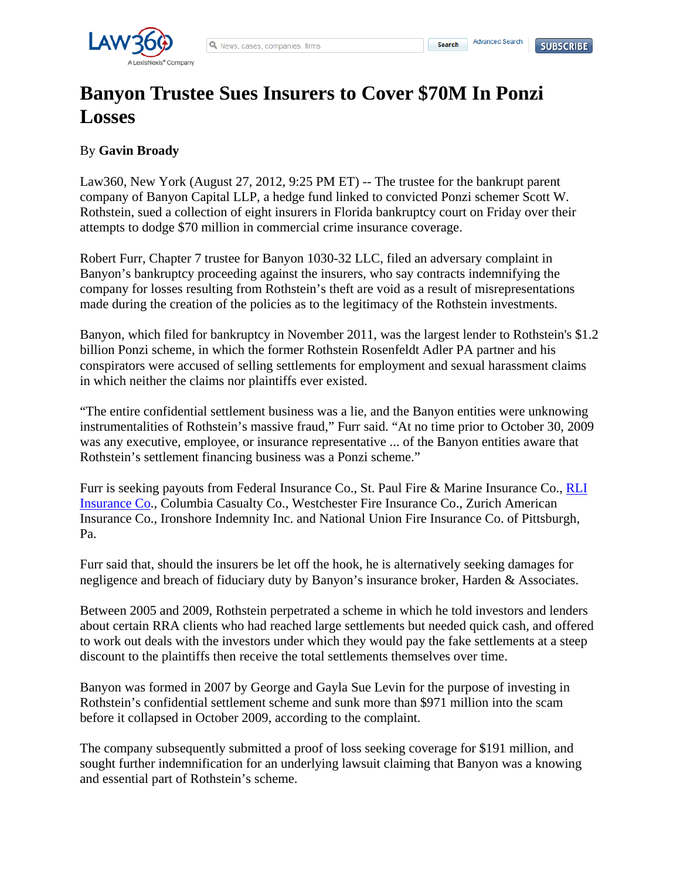# Banyon Trustee Sues Insurers to Cover $70M In Ponzi Losses

By **Gavin Broady**

Law360, New York (August 27, 2012, 9:25 PM ET) -- The trustee for the bankrupt parent company of Banyon Capital LLP, a hedge fund linked to convicted Ponzi schemer Scott W. Rothstein, sued a collection of eight insurers in Florida bankruptcy court on Friday over their attempts to dodge $70 million in commercial crime insurance coverage.

Robert Furr, Chapter 7 trustee for Banyon 1030-32 LLC, filed an adversary complaint in Banyon's bankruptcy proceeding against the insurers, who say contracts indemnifying the company for losses resulting from Rothstein's theft are void as a result of misrepresentations made during the creation of the policies as to the legitimacy of the Rothstein investments.

Banyon, which filed for bankruptcy in November 2011, was the largest lender to Rothstein's $1.2 billion Ponzi scheme, in which the former Rothstein Rosenfeldt Adler PA partner and his conspirators were accused of selling settlements for employment and sexual harassment claims in which neither the claims nor plaintiffs ever existed.

"The entire confidential settlement business was a lie, and the Banyon entities were unknowing instrumentalities of Rothstein's massive fraud," Furr said. "At no time prior to October 30, 2009 was any executive, employee, or insurance representative ... of the Banyon entities aware that Rothstein's settlement financing business was a Ponzi scheme."

Furr is seeking payouts from Federal Insurance Co., St. Paul Fire & Marine Insurance Co., RLI Insurance Co., Columbia Casualty Co., Westchester Fire Insurance Co., Zurich American Insurance Co., Ironshore Indemnity Inc. and National Union Fire Insurance Co. of Pittsburgh, Pa.

Furr said that, should the insurers be let off the hook, he is alternatively seeking damages for negligence and breach of fiduciary duty by Banyon's insurance broker, Harden & Associates.

Between 2005 and 2009, Rothstein perpetrated a scheme in which he told investors and lenders about certain RRA clients who had reached large settlements but needed quick cash, and offered to work out deals with the investors under which they would pay the fake settlements at a steep discount to the plaintiffs then receive the total settlements themselves over time.

Banyon was formed in 2007 by George and Gayla Sue Levin for the purpose of investing in Rothstein's confidential settlement scheme and sunk more than $971 million into the scam before it collapsed in October 2009, according to the complaint.

The company subsequently submitted a proof of loss seeking coverage for $191 million, and sought further indemnification for an underlying lawsuit claiming that Banyon was a knowing and essential part of Rothstein's scheme.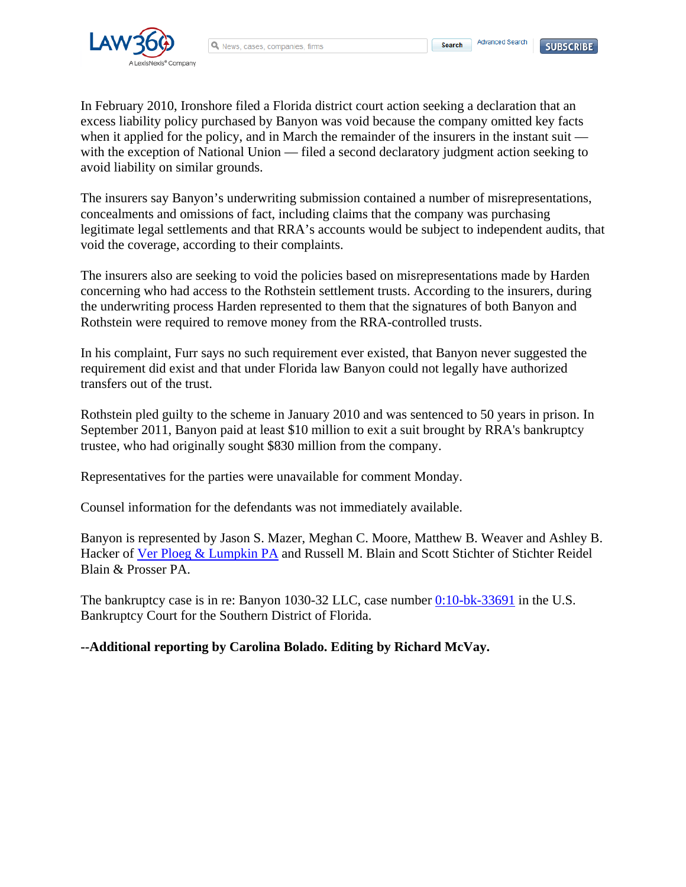In February 2010, Ironshore filed a Florida district court action seeking a declaration that an excess liability policy purchased by Banyon was void because the company omitted key facts when it applied for the policy, and in March the remainder of the insurers in the instant suit — with the exception of National Union — filed a second declaratory judgment action seeking to avoid liability on similar grounds.

The insurers say Banyon's underwriting submission contained a number of misrepresentations, concealments and omissions of fact, including claims that the company was purchasing legitimate legal settlements and that RRA's accounts would be subject to independent audits, that void the coverage, according to their complaints.

The insurers also are seeking to void the policies based on misrepresentations made by Harden concerning who had access to the Rothstein settlement trusts. According to the insurers, during the underwriting process Harden represented to them that the signatures of both Banyon and Rothstein were required to remove money from the RRA-controlled trusts.

In his complaint, Furr says no such requirement ever existed, that Banyon never suggested the requirement did exist and that under Florida law Banyon could not legally have authorized transfers out of the trust.

Rothstein pled guilty to the scheme in January 2010 and was sentenced to 50 years in prison. In September 2011, Banyon paid at least $10 million to exit a suit brought by RRA's bankruptcy trustee, who had originally sought $830 million from the company.

Representatives for the parties were unavailable for comment Monday.

Counsel information for the defendants was not immediately available.

Banyon is represented by Jason S. Mazer, Meghan C. Moore, Matthew B. Weaver and Ashley B. Hacker of Ver Ploeg & Lumpkin PA and Russell M. Blain and Scott Stichter of Stichter Reidel Blain & Prosser PA.

The bankruptcy case is in re: Banyon 1030-32 LLC, case number 0:10-bk-33691 in the U.S. Bankruptcy Court for the Southern District of Florida.

**--Additional reporting by Carolina Bolado. Editing by Richard McVay.**